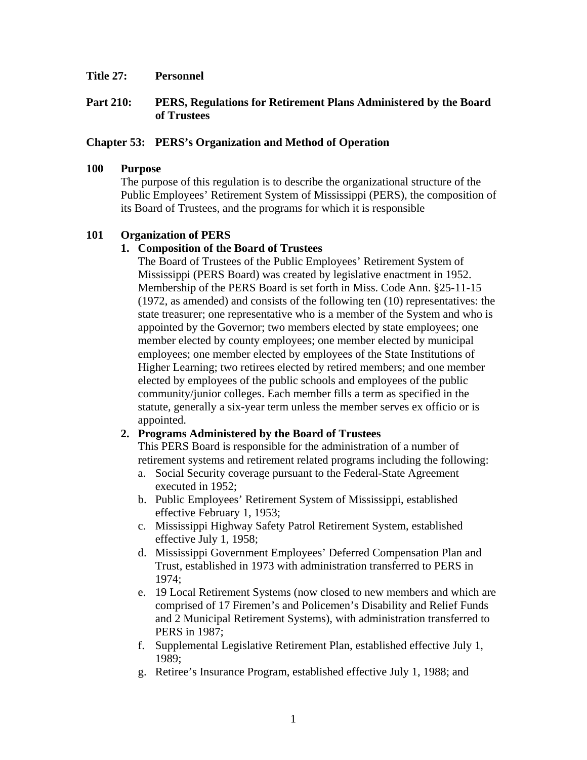**Title 27: Personnel**

**Part 210: PERS, Regulations for Retirement Plans Administered by the Board of Trustees**

**Chapter 53: PERS's Organization and Method of Operation**

**100 Purpose**

The purpose of this regulation is to describe the organizational structure of the Public Employees' Retirement System of Mississippi (PERS), the composition of its Board of Trustees, and the programs for which it is responsible

**101 Organization of PERS**

1. **Composition of the Board of Trustees**

   The Board of Trustees of the Public Employees' Retirement System of Mississippi (PERS Board) was created by legislative enactment in 1952. Membership of the PERS Board is set forth in Miss. Code Ann. §25-11-15 (1972, as amended) and consists of the following ten (10) representatives: the state treasurer; one representative who is a member of the System and who is appointed by the Governor; two members elected by state employees; one member elected by county employees; one member elected by municipal employees; one member elected by employees of the State Institutions of Higher Learning; two retirees elected by retired members; and one member elected by employees of the public schools and employees of the public community/junior colleges. Each member fills a term as specified in the statute, generally a six-year term unless the member serves ex officio or is appointed.

2. **Programs Administered by the Board of Trustees**

   This PERS Board is responsible for the administration of a number of retirement systems and retirement related programs including the following:

   a. Social Security coverage pursuant to the Federal-State Agreement executed in 1952;
   b. Public Employees' Retirement System of Mississippi, established effective February 1, 1953;
   c. Mississippi Highway Safety Patrol Retirement System, established effective July 1, 1958;
   d. Mississippi Government Employees' Deferred Compensation Plan and Trust, established in 1973 with administration transferred to PERS in 1974;
   e. 19 Local Retirement Systems (now closed to new members and which are comprised of 17 Firemen's and Policemen's Disability and Relief Funds and 2 Municipal Retirement Systems), with administration transferred to PERS in 1987;
   f. Supplemental Legislative Retirement Plan, established effective July 1, 1989;
   g. Retiree's Insurance Program, established effective July 1, 1988; and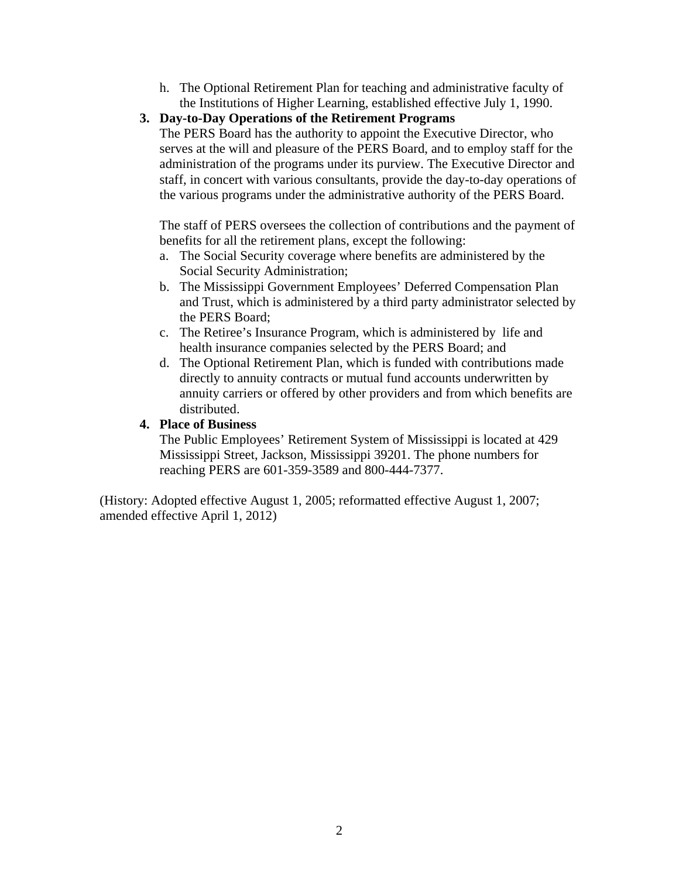h. The Optional Retirement Plan for teaching and administrative faculty of the Institutions of Higher Learning, established effective July 1, 1990.

**3. Day-to-Day Operations of the Retirement Programs**

The PERS Board has the authority to appoint the Executive Director, who serves at the will and pleasure of the PERS Board, and to employ staff for the administration of the programs under its purview. The Executive Director and staff, in concert with various consultants, provide the day-to-day operations of the various programs under the administrative authority of the PERS Board.

The staff of PERS oversees the collection of contributions and the payment of benefits for all the retirement plans, except the following:

a. The Social Security coverage where benefits are administered by the Social Security Administration;
b. The Mississippi Government Employees' Deferred Compensation Plan and Trust, which is administered by a third party administrator selected by the PERS Board;
c. The Retiree's Insurance Program, which is administered by life and health insurance companies selected by the PERS Board; and
d. The Optional Retirement Plan, which is funded with contributions made directly to annuity contracts or mutual fund accounts underwritten by annuity carriers or offered by other providers and from which benefits are distributed.

**4. Place of Business**

The Public Employees' Retirement System of Mississippi is located at 429 Mississippi Street, Jackson, Mississippi 39201. The phone numbers for reaching PERS are 601-359-3589 and 800-444-7377.

(History: Adopted effective August 1, 2005; reformatted effective August 1, 2007; amended effective April 1, 2012)